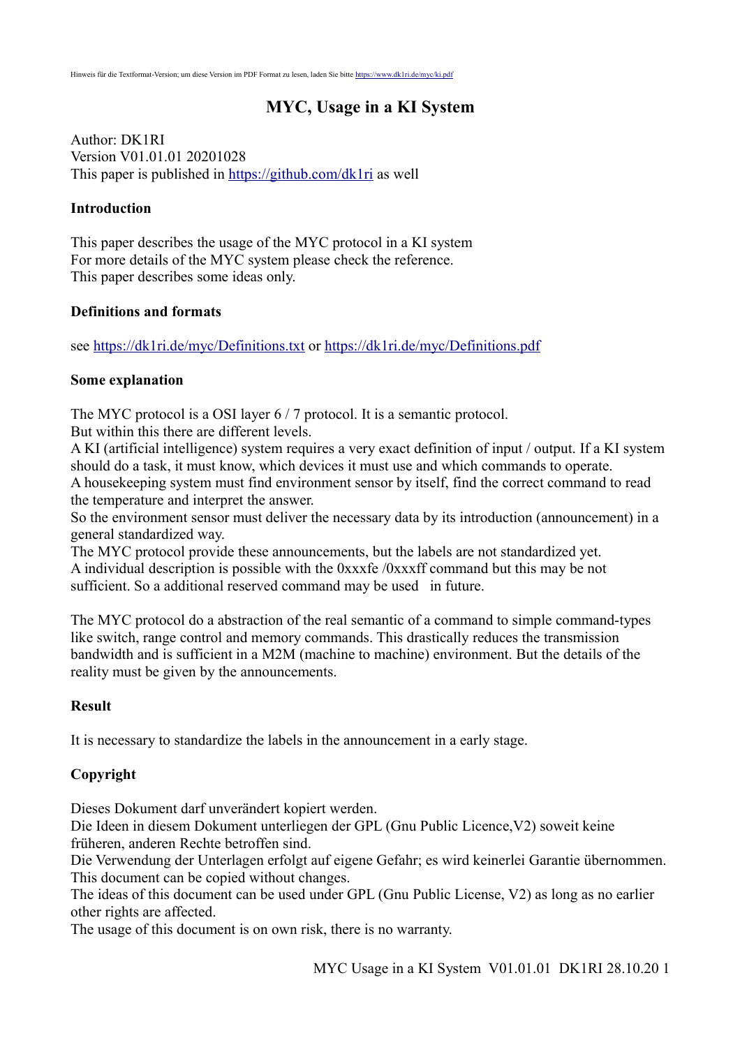Hinweis für die Textformat-Version; um diese Version im PDF Format zu lesen, laden Sie bitte https://www.dk1ri.de/myc/ki.pdf

# MYC, Usage in a KI System

Author: DK1RI
Version V01.01.01 20201028
This paper is published in https://github.com/dk1ri as well

### Introduction

This paper describes the usage of the MYC protocol in a KI system
For more details of the MYC system please check the reference.
This paper describes some ideas only.

### Definitions and formats

see https://dk1ri.de/myc/Definitions.txt or https://dk1ri.de/myc/Definitions.pdf

### Some explanation

The MYC protocol is a OSI layer 6 / 7 protocol. It is a semantic protocol.
But within this there are different levels.
A KI (artificial intelligence) system requires a very exact definition of input / output. If a KI system should do a task, it must know, which devices it must use and which commands to operate.
A housekeeping system must find environment sensor by itself, find the correct command to read the temperature and interpret the answer.
So the environment sensor must deliver the necessary data by its introduction (announcement) in a general standardized way.
The MYC protocol provide these announcements, but the labels are not standardized yet.
A individual description is possible with the 0xxxfe /0xxxff command but this may be not sufficient. So a additional reserved command may be used in future.

The MYC protocol do a abstraction of the real semantic of a command to simple command-types like switch, range control and memory commands. This drastically reduces the transmission bandwidth and is sufficient in a M2M (machine to machine) environment. But the details of the reality must be given by the announcements.

### Result

It is necessary to standardize the labels in the announcement in a early stage.

### Copyright

Dieses Dokument darf unverändert kopiert werden.
Die Ideen in diesem Dokument unterliegen der GPL (Gnu Public Licence,V2) soweit keine früheren, anderen Rechte betroffen sind.
Die Verwendung der Unterlagen erfolgt auf eigene Gefahr; es wird keinerlei Garantie übernommen.
This document can be copied without changes.
The ideas of this document can be used under GPL (Gnu Public License, V2) as long as no earlier other rights are affected.
The usage of this document is on own risk, there is no warranty.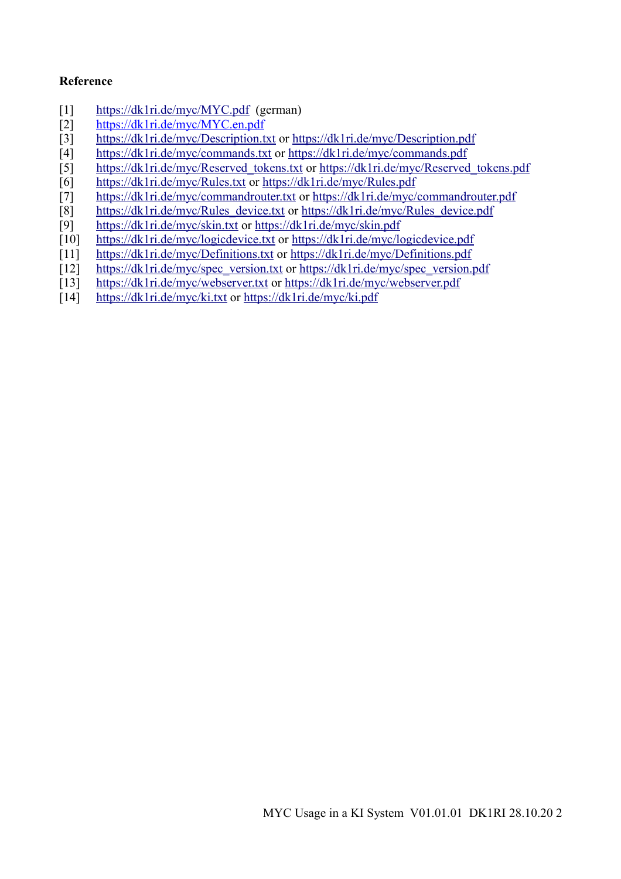**Reference**

[1] https://dk1ri.de/myc/MYC.pdf (german)
[2] https://dk1ri.de/myc/MYC.en.pdf
[3] https://dk1ri.de/myc/Description.txt or https://dk1ri.de/myc/Description.pdf
[4] https://dk1ri.de/myc/commands.txt or https://dk1ri.de/myc/commands.pdf
[5] https://dk1ri.de/myc/Reserved_tokens.txt or https://dk1ri.de/myc/Reserved_tokens.pdf
[6] https://dk1ri.de/myc/Rules.txt or https://dk1ri.de/myc/Rules.pdf
[7] https://dk1ri.de/myc/commandrouter.txt or https://dk1ri.de/myc/commandrouter.pdf
[8] https://dk1ri.de/myc/Rules_device.txt or https://dk1ri.de/myc/Rules_device.pdf
[9] https://dk1ri.de/myc/skin.txt or https://dk1ri.de/myc/skin.pdf
[10] https://dk1ri.de/myc/logicdevice.txt or https://dk1ri.de/myc/logicdevice.pdf
[11] https://dk1ri.de/myc/Definitions.txt or https://dk1ri.de/myc/Definitions.pdf
[12] https://dk1ri.de/myc/spec_version.txt or https://dk1ri.de/myc/spec_version.pdf
[13] https://dk1ri.de/myc/webserver.txt or https://dk1ri.de/myc/webserver.pdf
[14] https://dk1ri.de/myc/ki.txt or https://dk1ri.de/myc/ki.pdf